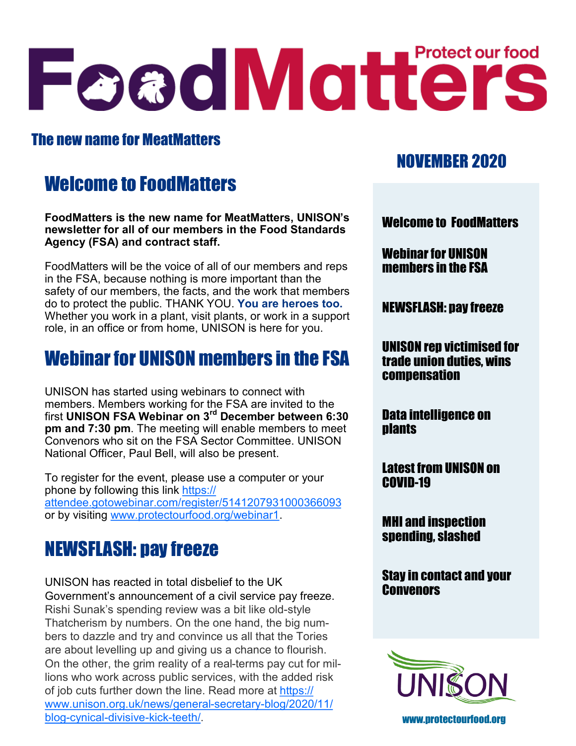# FoodMatters

Protect our food

**The new name for MeatMatters**

**NOVEMBER 2020**

- Welcome to FoodMatters
- Webinar for UNISON members in the FSA
- NEWSFLASH: pay freeze
- UNISON rep victimised for trade union duties, wins compensation
- Data intelligence on plants
- Latest from UNISON on COVID-19
- MHI and inspection spending, slashed
- Stay in contact and your Convenors

## Welcome to FoodMatters

**FoodMatters is the new name for MeatMatters, UNISON's newsletter for all of our members in the Food Standards Agency (FSA) and contract staff.**

FoodMatters will be the voice of all of our members and reps in the FSA, because nothing is more important than the safety of our members, the facts, and the work that members do to protect the public. THANK YOU. **You are heroes too.** Whether you work in a plant, visit plants, or work in a support role, in an office or from home, UNISON is here for you.

## Webinar for UNISON members in the FSA

UNISON has started using webinars to connect with members. Members working for the FSA are invited to the first **UNISON FSA Webinar on 3rd December between 6:30 pm and 7:30 pm**. The meeting will enable members to meet Convenors who sit on the FSA Sector Committee. UNISON National Officer, Paul Bell, will also be present.

To register for the event, please use a computer or your phone by following this link https://attendee.gotowebinar.com/register/5141207931000366093 or by visiting www.protectourfood.org/webinar1.

## NEWSFLASH: pay freeze

UNISON has reacted in total disbelief to the UK Government's announcement of a civil service pay freeze. Rishi Sunak's spending review was a bit like old-style Thatcherism by numbers. On the one hand, the big numbers to dazzle and try and convince us all that the Tories are about levelling up and giving us a chance to flourish. On the other, the grim reality of a real-terms pay cut for millions who work across public services, with the added risk of job cuts further down the line. Read more at https://www.unison.org.uk/news/general-secretary-blog/2020/11/blog-cynical-divisive-kick-teeth/.

UNISON

www.protectourfood.org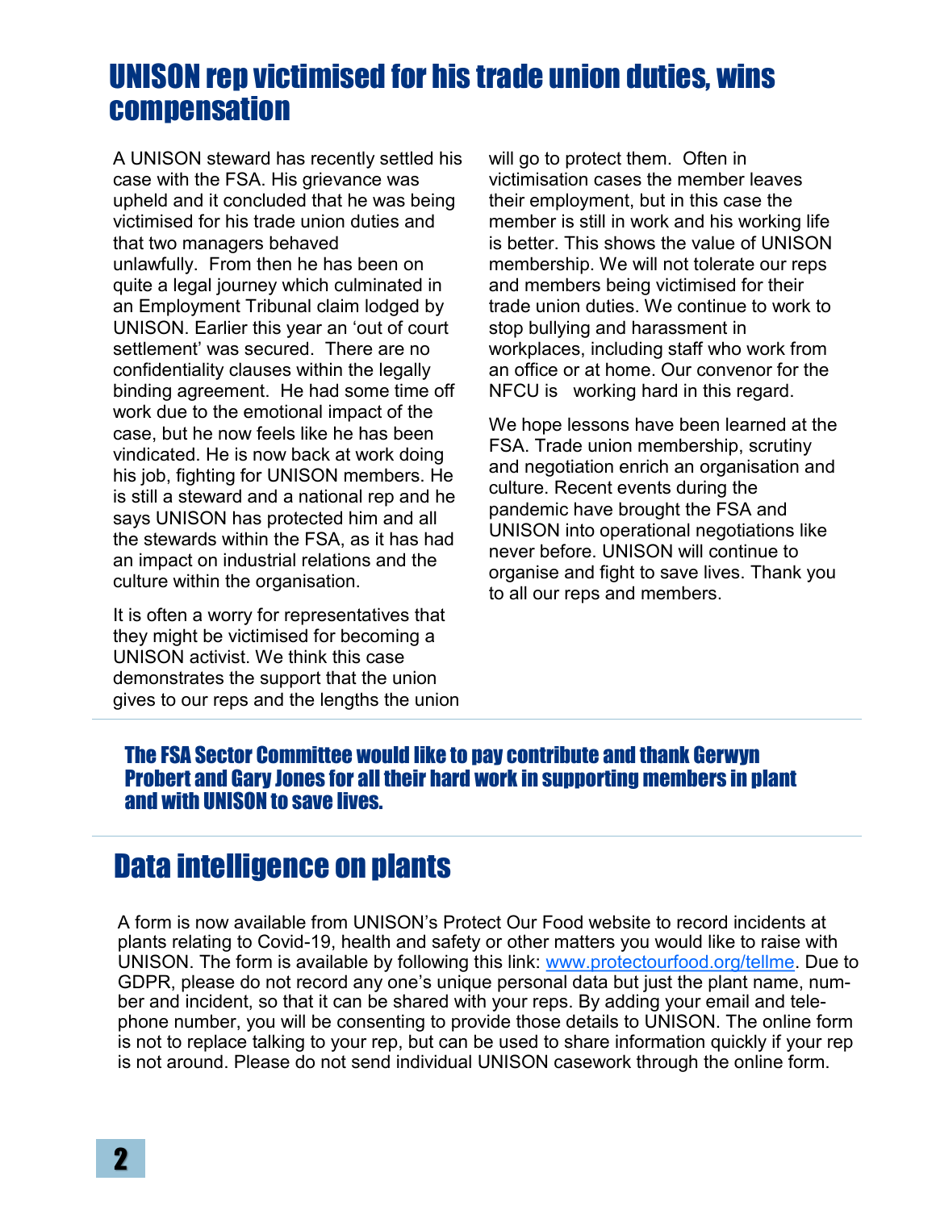## UNISON rep victimised for his trade union duties, wins compensation

A UNISON steward has recently settled his case with the FSA. His grievance was upheld and it concluded that he was being victimised for his trade union duties and that two managers behaved unlawfully. From then he has been on quite a legal journey which culminated in an Employment Tribunal claim lodged by UNISON. Earlier this year an 'out of court settlement' was secured. There are no confidentiality clauses within the legally binding agreement. He had some time off work due to the emotional impact of the case, but he now feels like he has been vindicated. He is now back at work doing his job, fighting for UNISON members. He is still a steward and a national rep and he says UNISON has protected him and all the stewards within the FSA, as it has had an impact on industrial relations and the culture within the organisation.

It is often a worry for representatives that they might be victimised for becoming a UNISON activist. We think this case demonstrates the support that the union gives to our reps and the lengths the union will go to protect them. Often in victimisation cases the member leaves their employment, but in this case the member is still in work and his working life is better. This shows the value of UNISON membership. We will not tolerate our reps and members being victimised for their trade union duties. We continue to work to stop bullying and harassment in workplaces, including staff who work from an office or at home. Our convenor for the NFCU is working hard in this regard.

We hope lessons have been learned at the FSA. Trade union membership, scrutiny and negotiation enrich an organisation and culture. Recent events during the pandemic have brought the FSA and UNISON into operational negotiations like never before. UNISON will continue to organise and fight to save lives. Thank you to all our reps and members.

**The FSA Sector Committee would like to pay contribute and thank Gerwyn Probert and Gary Jones for all their hard work in supporting members in plant and with UNISON to save lives.**

## Data intelligence on plants

A form is now available from UNISON's Protect Our Food website to record incidents at plants relating to Covid-19, health and safety or other matters you would like to raise with UNISON. The form is available by following this link: [www.protectourfood.org/tellme](http://www.protectourfood.org/tellme). Due to GDPR, please do not record any one's unique personal data but just the plant name, number and incident, so that it can be shared with your reps. By adding your email and telephone number, you will be consenting to provide those details to UNISON. The online form is not to replace talking to your rep, but can be used to share information quickly if your rep is not around. Please do not send individual UNISON casework through the online form.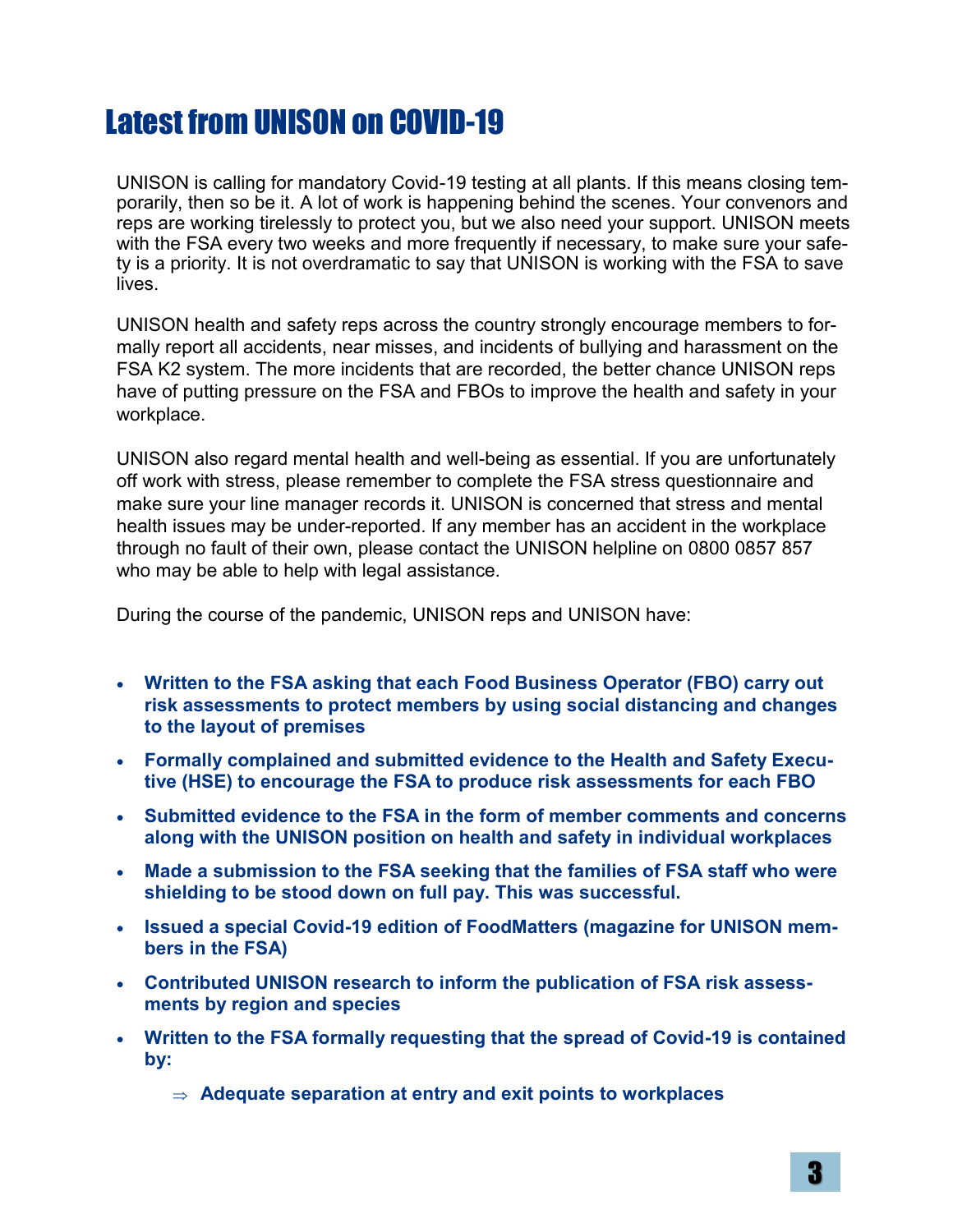# Latest from UNISON on COVID-19

UNISON is calling for mandatory Covid-19 testing at all plants. If this means closing temporarily, then so be it. A lot of work is happening behind the scenes. Your convenors and reps are working tirelessly to protect you, but we also need your support. UNISON meets with the FSA every two weeks and more frequently if necessary, to make sure your safety is a priority. It is not overdramatic to say that UNISON is working with the FSA to save lives.

UNISON health and safety reps across the country strongly encourage members to formally report all accidents, near misses, and incidents of bullying and harassment on the FSA K2 system. The more incidents that are recorded, the better chance UNISON reps have of putting pressure on the FSA and FBOs to improve the health and safety in your workplace.

UNISON also regard mental health and well-being as essential. If you are unfortunately off work with stress, please remember to complete the FSA stress questionnaire and make sure your line manager records it. UNISON is concerned that stress and mental health issues may be under-reported. If any member has an accident in the workplace through no fault of their own, please contact the UNISON helpline on 0800 0857 857 who may be able to help with legal assistance.

During the course of the pandemic, UNISON reps and UNISON have:

- **Written to the FSA asking that each Food Business Operator (FBO) carry out risk assessments to protect members by using social distancing and changes to the layout of premises**
- **Formally complained and submitted evidence to the Health and Safety Executive (HSE) to encourage the FSA to produce risk assessments for each FBO**
- **Submitted evidence to the FSA in the form of member comments and concerns along with the UNISON position on health and safety in individual workplaces**
- **Made a submission to the FSA seeking that the families of FSA staff who were shielding to be stood down on full pay. This was successful.**
- **Issued a special Covid-19 edition of FoodMatters (magazine for UNISON members in the FSA)**
- **Contributed UNISON research to inform the publication of FSA risk assessments by region and species**
- **Written to the FSA formally requesting that the spread of Covid-19 is contained by:**
    - ⇒ **Adequate separation at entry and exit points to workplaces**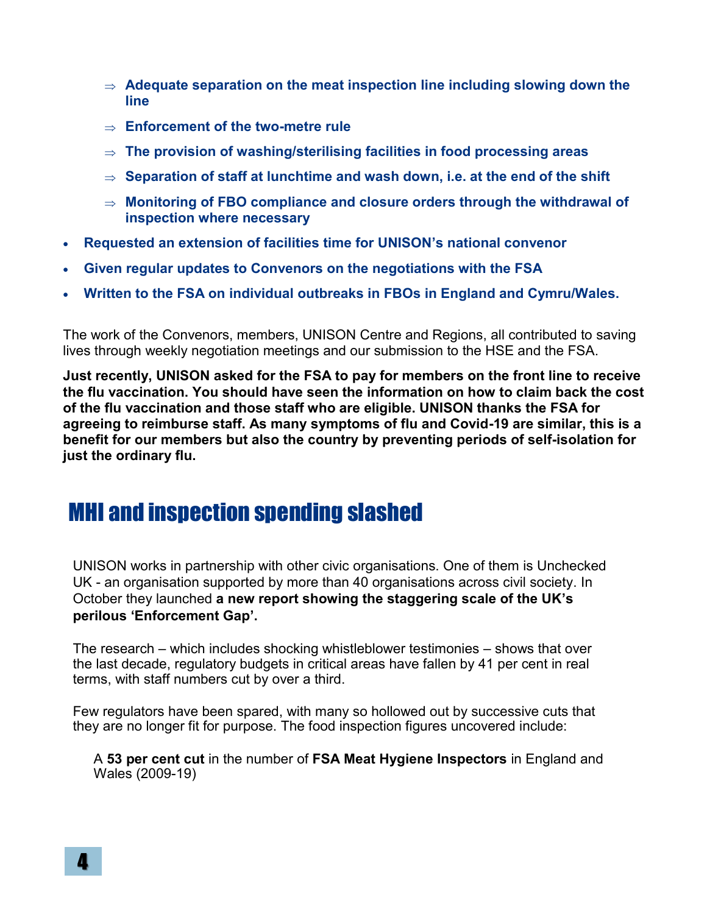- **Adequate separation on the meat inspection line including slowing down the line**
- **Enforcement of the two-metre rule**
- **The provision of washing/sterilising facilities in food processing areas**
- **Separation of staff at lunchtime and wash down, i.e. at the end of the shift**
- **Monitoring of FBO compliance and closure orders through the withdrawal of inspection where necessary**

- **Requested an extension of facilities time for UNISON's national convenor**
- **Given regular updates to Convenors on the negotiations with the FSA**
- **Written to the FSA on individual outbreaks in FBOs in England and Cymru/Wales.**

The work of the Convenors, members, UNISON Centre and Regions, all contributed to saving lives through weekly negotiation meetings and our submission to the HSE and the FSA.

**Just recently, UNISON asked for the FSA to pay for members on the front line to receive the flu vaccination. You should have seen the information on how to claim back the cost of the flu vaccination and those staff who are eligible. UNISON thanks the FSA for agreeing to reimburse staff. As many symptoms of flu and Covid-19 are similar, this is a benefit for our members but also the country by preventing periods of self-isolation for just the ordinary flu.**

## MHI and inspection spending slashed

UNISON works in partnership with other civic organisations. One of them is Unchecked UK - an organisation supported by more than 40 organisations across civil society. In October they launched **a new report showing the staggering scale of the UK's perilous 'Enforcement Gap'.**

The research – which includes shocking whistleblower testimonies – shows that over the last decade, regulatory budgets in critical areas have fallen by 41 per cent in real terms, with staff numbers cut by over a third.

Few regulators have been spared, with many so hollowed out by successive cuts that they are no longer fit for purpose. The food inspection figures uncovered include:

A **53 per cent cut** in the number of **FSA Meat Hygiene Inspectors** in England and Wales (2009-19)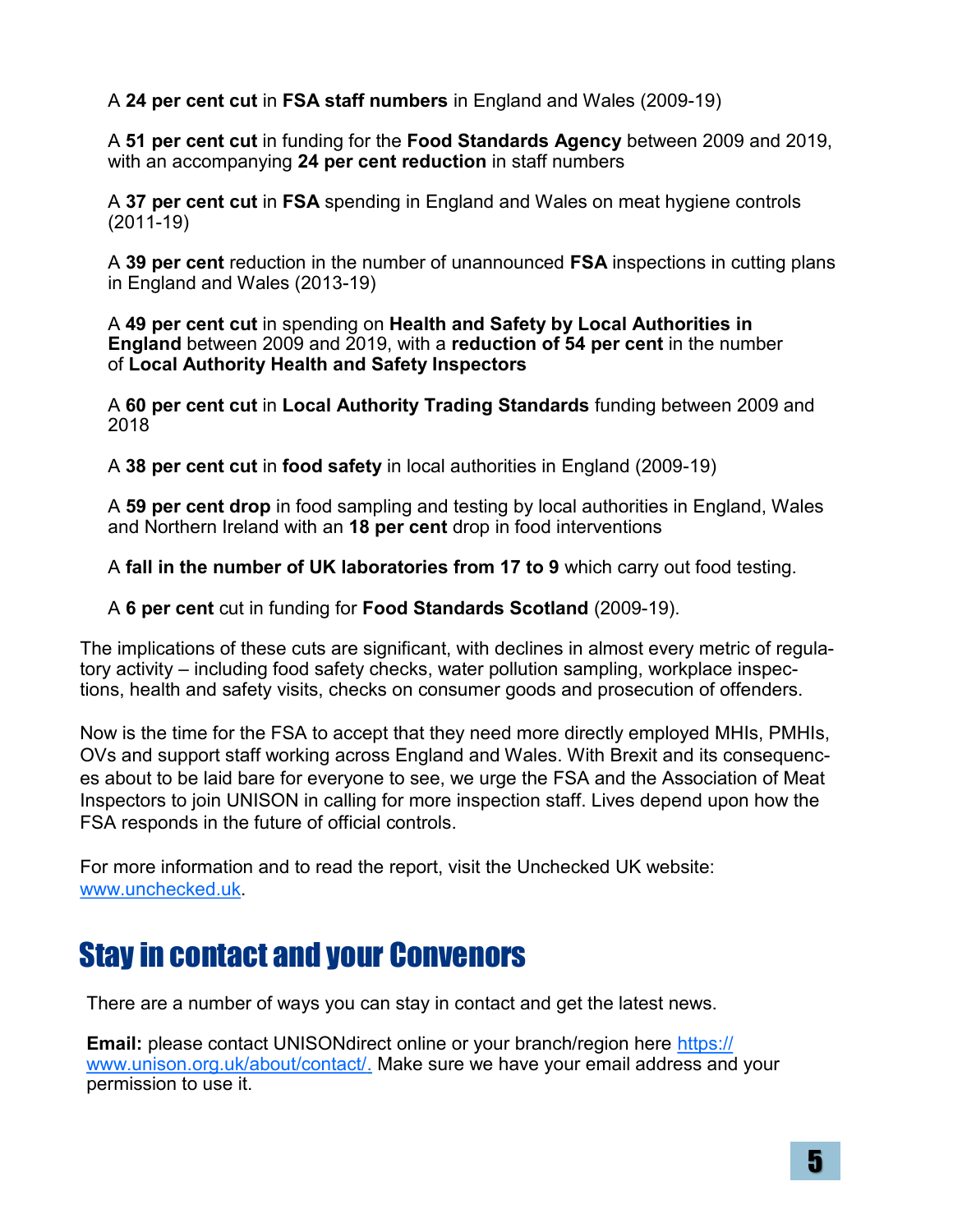A **24 per cent cut** in **FSA staff numbers** in England and Wales (2009-19)

A **51 per cent cut** in funding for the **Food Standards Agency** between 2009 and 2019, with an accompanying **24 per cent reduction** in staff numbers

A **37 per cent cut** in **FSA** spending in England and Wales on meat hygiene controls (2011-19)

A **39 per cent** reduction in the number of unannounced **FSA** inspections in cutting plans in England and Wales (2013-19)

A **49 per cent cut** in spending on **Health and Safety by Local Authorities in England** between 2009 and 2019, with a **reduction of 54 per cent** in the number of **Local Authority Health and Safety Inspectors**

A **60 per cent cut** in **Local Authority Trading Standards** funding between 2009 and 2018

A **38 per cent cut** in **food safety** in local authorities in England (2009-19)

A **59 per cent drop** in food sampling and testing by local authorities in England, Wales and Northern Ireland with an **18 per cent** drop in food interventions

A **fall in the number of UK laboratories from 17 to 9** which carry out food testing.

A **6 per cent** cut in funding for **Food Standards Scotland** (2009-19).

The implications of these cuts are significant, with declines in almost every metric of regulatory activity – including food safety checks, water pollution sampling, workplace inspections, health and safety visits, checks on consumer goods and prosecution of offenders.

Now is the time for the FSA to accept that they need more directly employed MHIs, PMHIs, OVs and support staff working across England and Wales. With Brexit and its consequences about to be laid bare for everyone to see, we urge the FSA and the Association of Meat Inspectors to join UNISON in calling for more inspection staff. Lives depend upon how the FSA responds in the future of official controls.

For more information and to read the report, visit the Unchecked UK website: www.unchecked.uk.

## Stay in contact and your Convenors

There are a number of ways you can stay in contact and get the latest news.

**Email:** please contact UNISONdirect online or your branch/region here https://www.unison.org.uk/about/contact/. Make sure we have your email address and your permission to use it.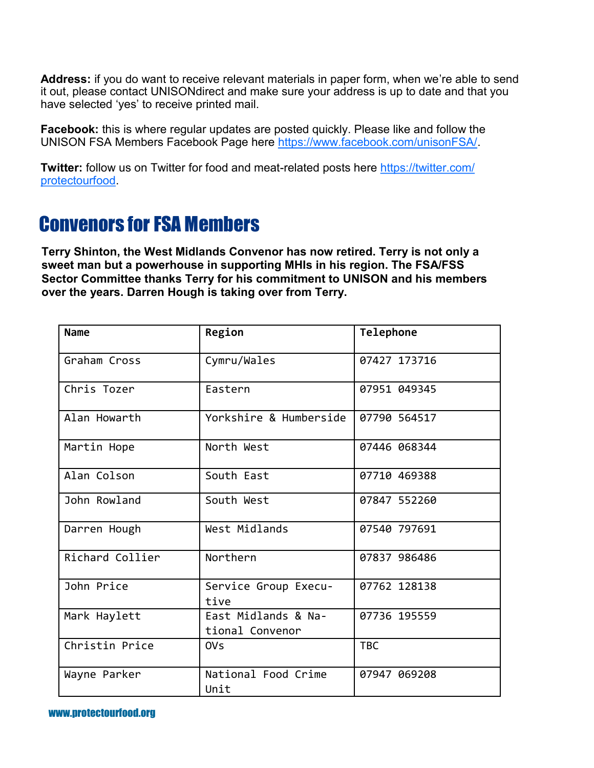**Address:** if you do want to receive relevant materials in paper form, when we're able to send it out, please contact UNISONdirect and make sure your address is up to date and that you have selected 'yes' to receive printed mail.

**Facebook:** this is where regular updates are posted quickly. Please like and follow the UNISON FSA Members Facebook Page here https://www.facebook.com/unisonFSA/.

**Twitter:** follow us on Twitter for food and meat-related posts here https://twitter.com/protectourfood.

# Convenors for FSA Members

**Terry Shinton, the West Midlands Convenor has now retired. Terry is not only a sweet man but a powerhouse in supporting MHIs in his region. The FSA/FSS Sector Committee thanks Terry for his commitment to UNISON and his members over the years. Darren Hough is taking over from Terry.**

| Name | Region | Telephone |
|---|---|---|
| Graham Cross | Cymru/Wales | 07427 173716 |
| Chris Tozer | Eastern | 07951 049345 |
| Alan Howarth | Yorkshire & Humberside | 07790 564517 |
| Martin Hope | North West | 07446 068344 |
| Alan Colson | South East | 07710 469388 |
| John Rowland | South West | 07847 552260 |
| Darren Hough | West Midlands | 07540 797691 |
| Richard Collier | Northern | 07837 986486 |
| John Price | Service Group Executive | 07762 128138 |
| Mark Haylett | East Midlands & National Convenor | 07736 195559 |
| Christin Price | OVs | TBC |
| Wayne Parker | National Food Crime Unit | 07947 069208 |

www.protectourfood.org